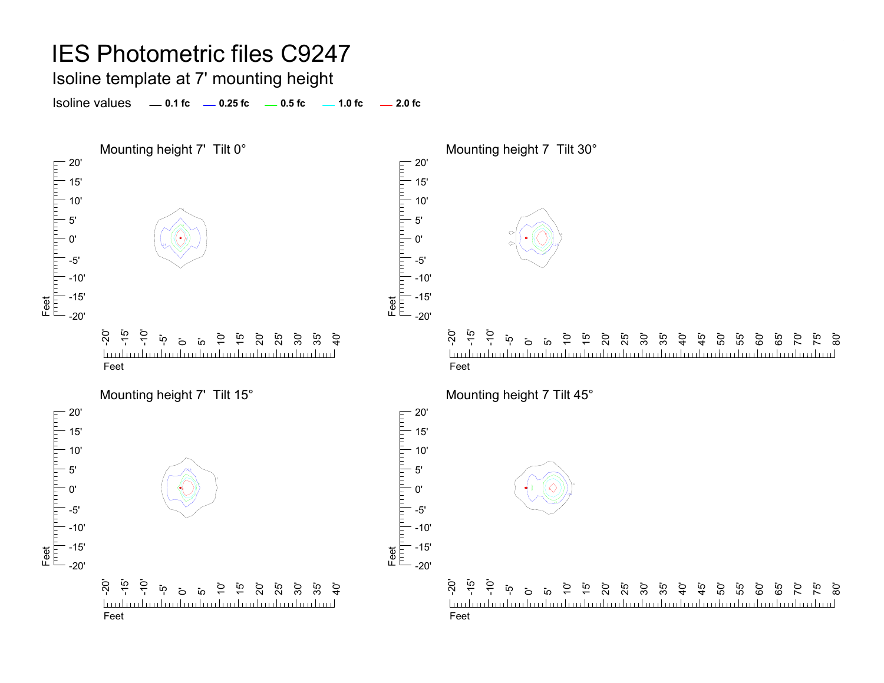# IES Photometric files C9247

## Isoline template at 7' mounting height

Isoline values — 0.1 fc — 0.25 fc — 0.5 fc — 1.0 fc — 2.0 fc

### Mounting height 7' Tilt 0°

### Mounting height 7 Tilt 30°

### Mounting height 7' Tilt 15°

### Mounting height 7 Tilt 45°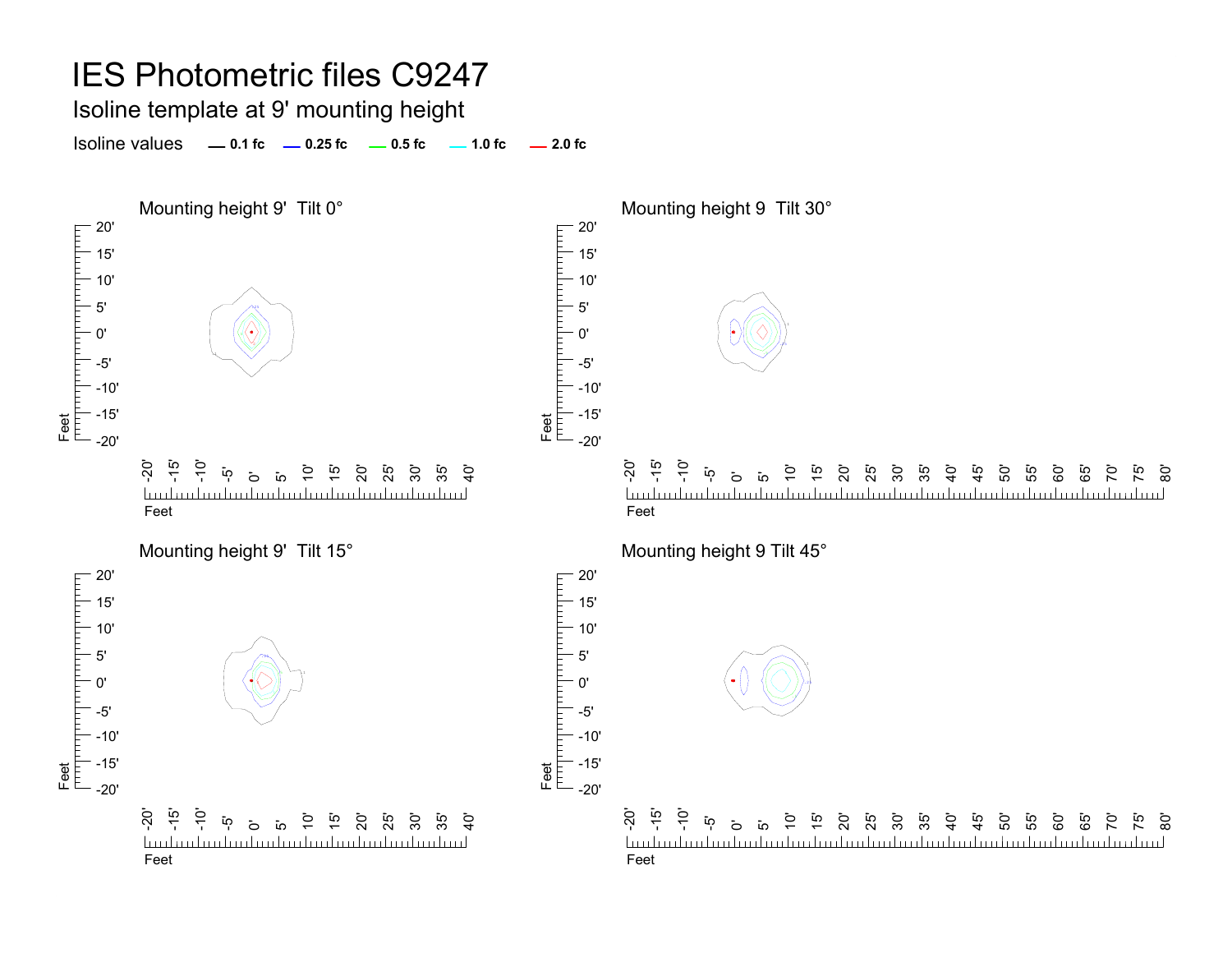# IES Photometric files C9247

## Isoline template at 9' mounting height

Isoline values — 0.1 fc — 0.25 fc — 0.5 fc — 1.0 fc — 2.0 fc

Mounting height 9' Tilt 0°

Mounting height 9 Tilt 30°

Mounting height 9' Tilt 15°

Mounting height 9 Tilt 45°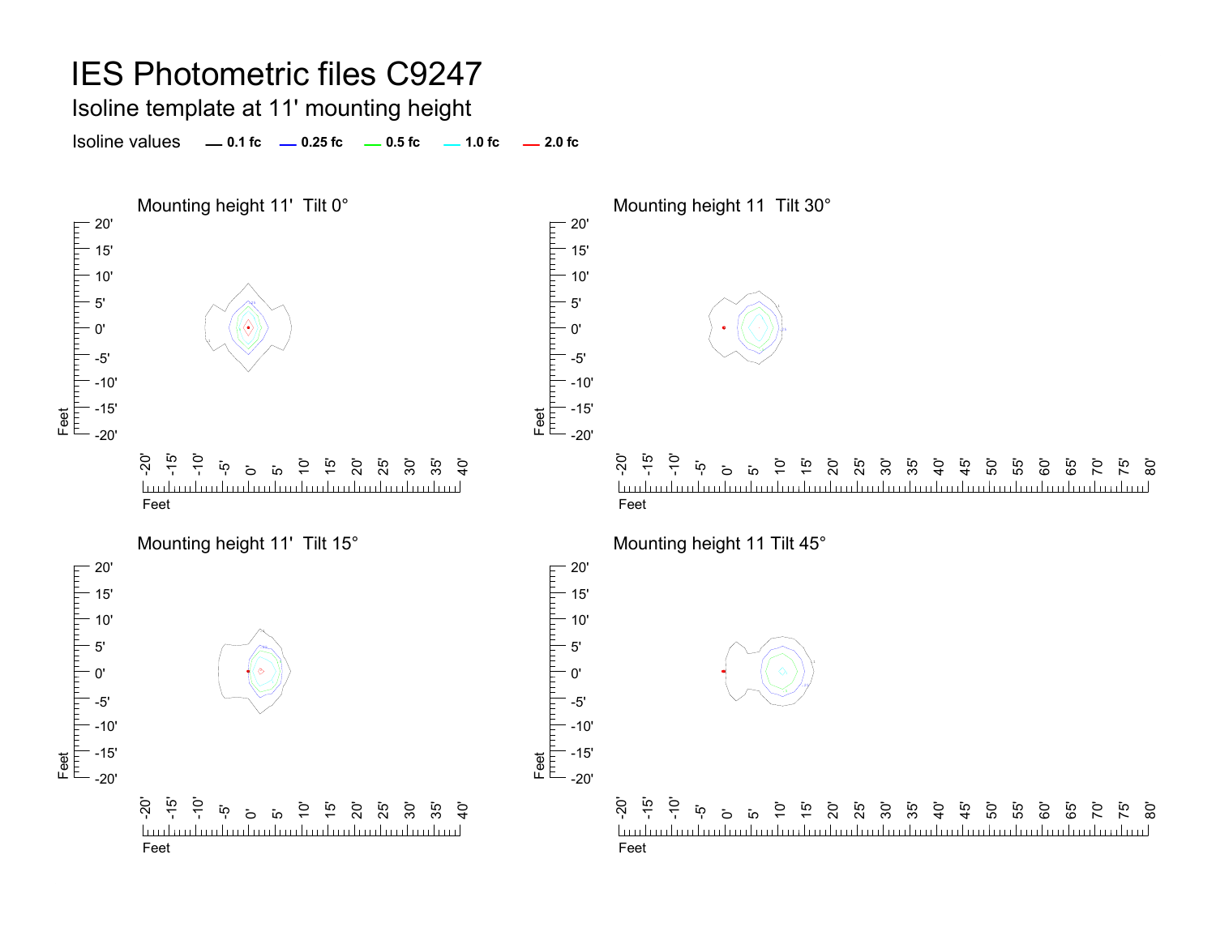# IES Photometric files C9247

## Isoline template at 11' mounting height

Isoline values — 0.1 fc — 0.25 fc — 0.5 fc — 1.0 fc — 2.0 fc

### Mounting height 11' Tilt 0°

### Mounting height 11 Tilt 30°

### Mounting height 11' Tilt 15°

### Mounting height 11 Tilt 45°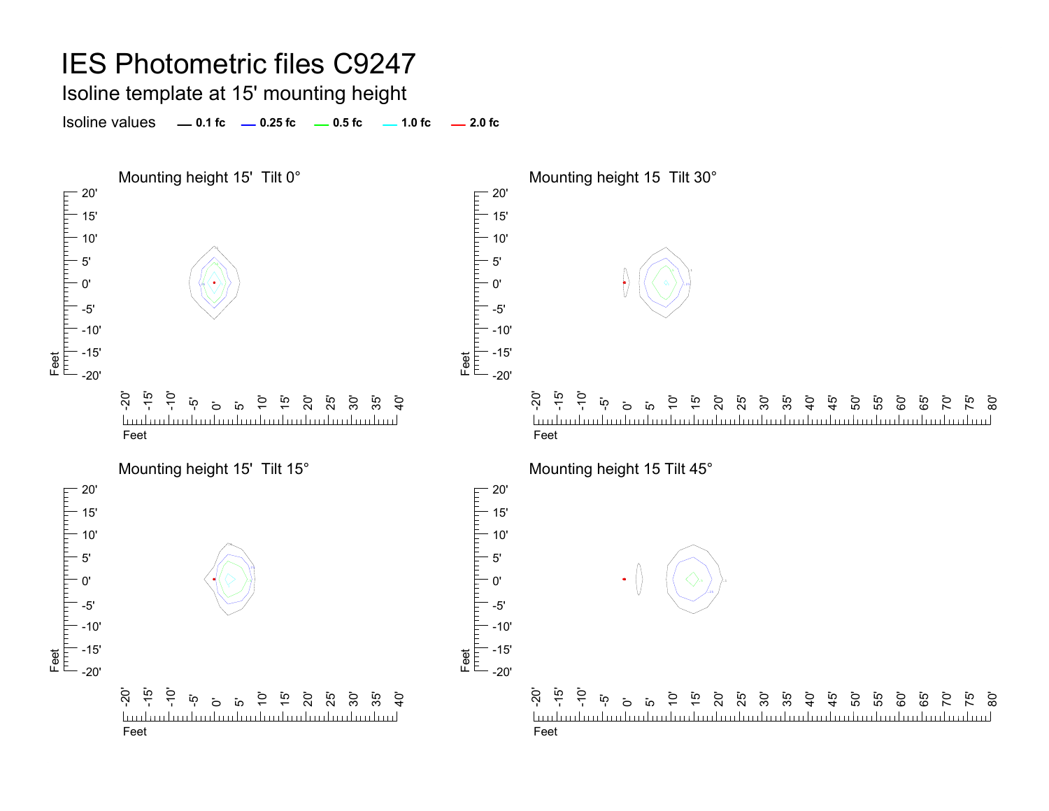# IES Photometric files C9247

## Isoline template at 15' mounting height

Isoline values — 0.1 fc — 0.25 fc — 0.5 fc — 1.0 fc — 2.0 fc

### Mounting height 15'  Tilt 0°

### Mounting height 15  Tilt 30°

### Mounting height 15'  Tilt 15°

### Mounting height 15 Tilt 45°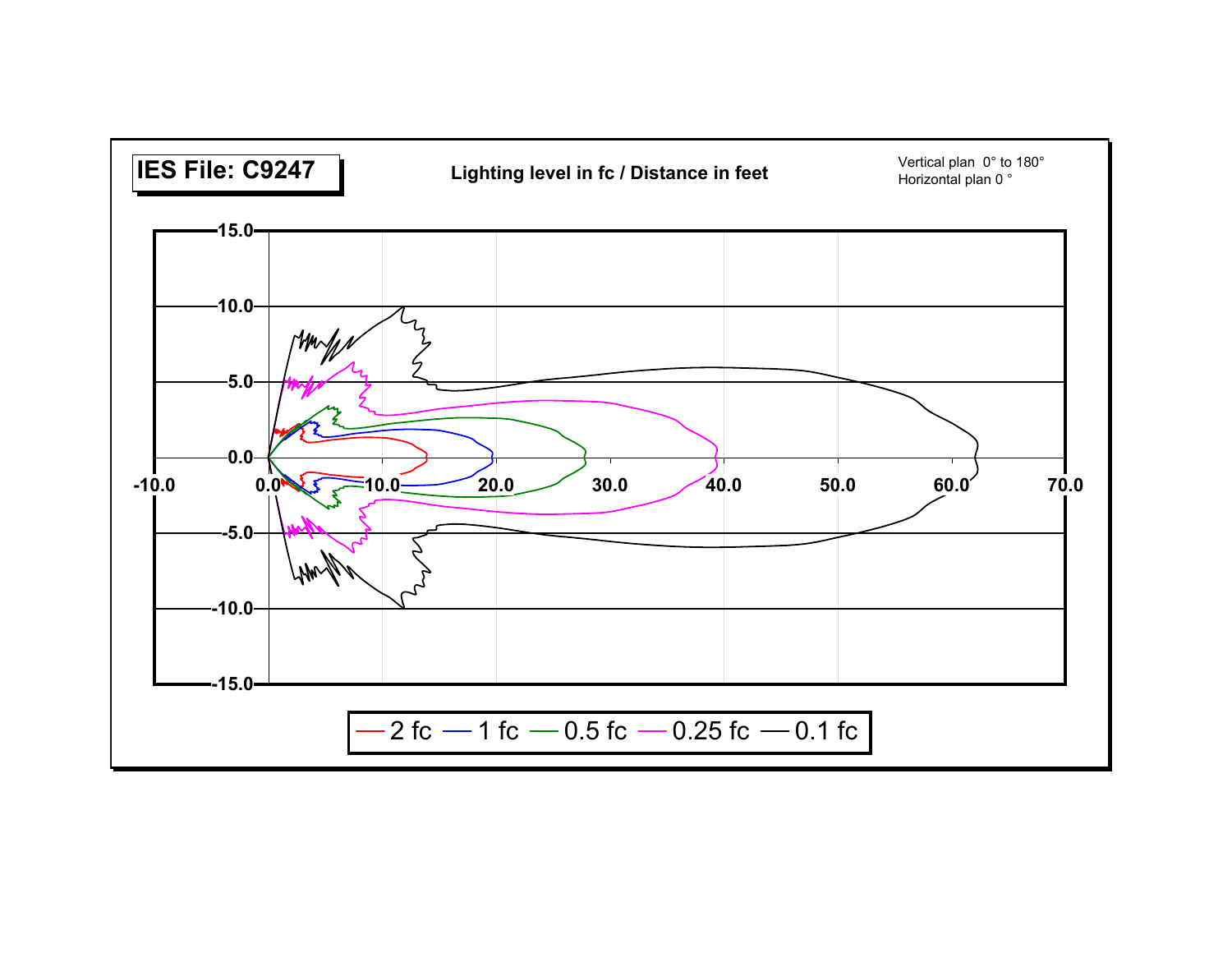IES File: C9247

Lighting level in fc / Distance in feet

Vertical plan 0° to 180°
Horizontal plan 0 °

15.0
10.0
5.0
0.0
-5.0
-10.0
-15.0

-10.0
0.0
10.0
20.0
30.0
40.0
50.0
60.0
70.0

2 fc
1 fc
0.5 fc
0.25 fc
0.1 fc